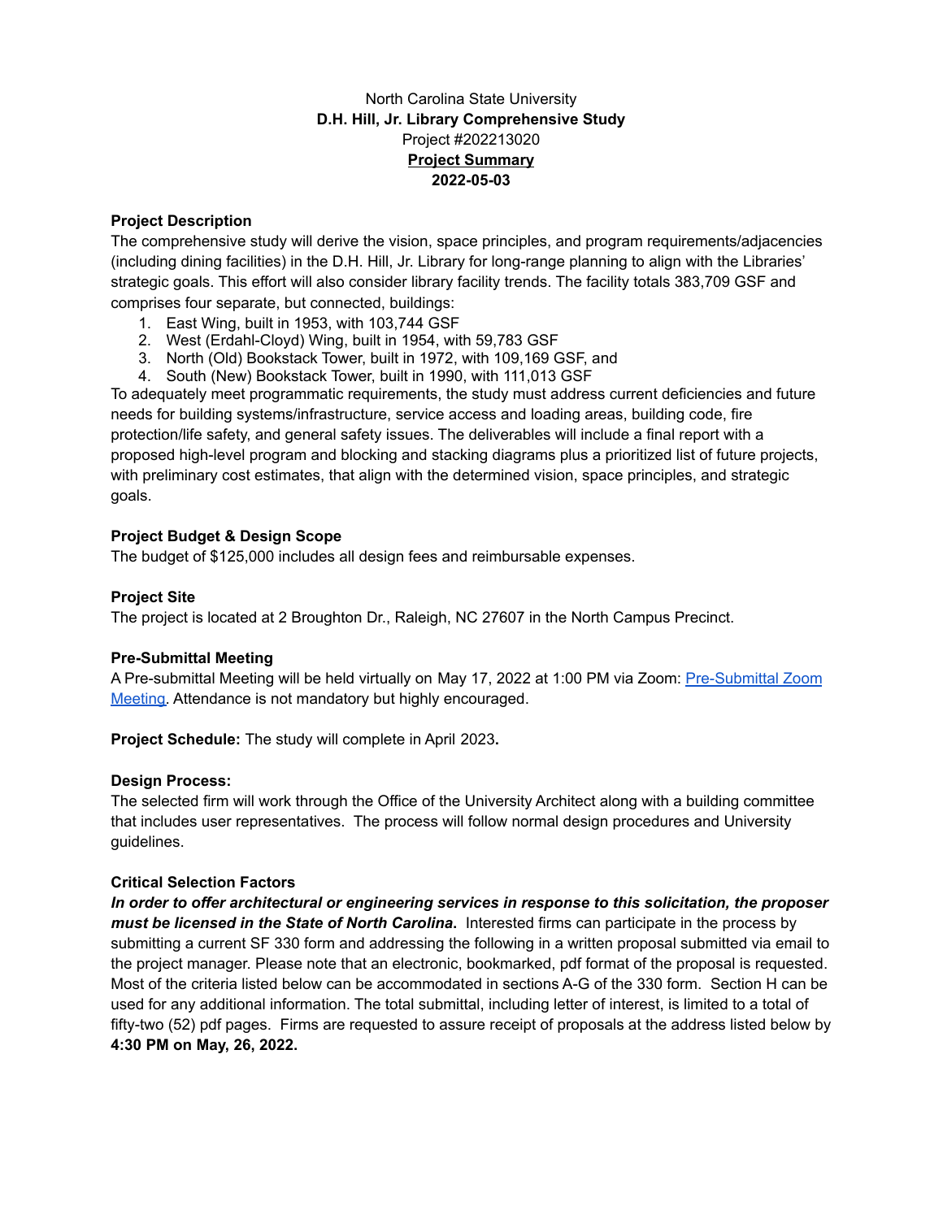North Carolina State University

**D.H. Hill, Jr. Library Comprehensive Study**

Project #202213020

**Project Summary**

**2022-05-03**

**Project Description**

The comprehensive study will derive the vision, space principles, and program requirements/adjacencies (including dining facilities) in the D.H. Hill, Jr. Library for long-range planning to align with the Libraries' strategic goals. This effort will also consider library facility trends. The facility totals 383,709 GSF and comprises four separate, but connected, buildings:

1. East Wing, built in 1953, with 103,744 GSF
2. West (Erdahl-Cloyd) Wing, built in 1954, with 59,783 GSF
3. North (Old) Bookstack Tower, built in 1972, with 109,169 GSF, and
4. South (New) Bookstack Tower, built in 1990, with 111,013 GSF

To adequately meet programmatic requirements, the study must address current deficiencies and future needs for building systems/infrastructure, service access and loading areas, building code, fire protection/life safety, and general safety issues. The deliverables will include a final report with a proposed high-level program and blocking and stacking diagrams plus a prioritized list of future projects, with preliminary cost estimates, that align with the determined vision, space principles, and strategic goals.

**Project Budget & Design Scope**

The budget of $125,000 includes all design fees and reimbursable expenses.

**Project Site**

The project is located at 2 Broughton Dr., Raleigh, NC 27607 in the North Campus Precinct.

**Pre-Submittal Meeting**

A Pre-submittal Meeting will be held virtually on May 17, 2022 at 1:00 PM via Zoom: Pre-Submittal Zoom Meeting. Attendance is not mandatory but highly encouraged.

**Project Schedule:** The study will complete in April 2023**.**

**Design Process:**

The selected firm will work through the Office of the University Architect along with a building committee that includes user representatives. The process will follow normal design procedures and University guidelines.

**Critical Selection Factors**

***In order to offer architectural or engineering services in response to this solicitation, the proposer must be licensed in the State of North Carolina.*** Interested firms can participate in the process by submitting a current SF 330 form and addressing the following in a written proposal submitted via email to the project manager. Please note that an electronic, bookmarked, pdf format of the proposal is requested. Most of the criteria listed below can be accommodated in sections A-G of the 330 form. Section H can be used for any additional information. The total submittal, including letter of interest, is limited to a total of fifty-two (52) pdf pages. Firms are requested to assure receipt of proposals at the address listed below by **4:30 PM on May, 26, 2022.**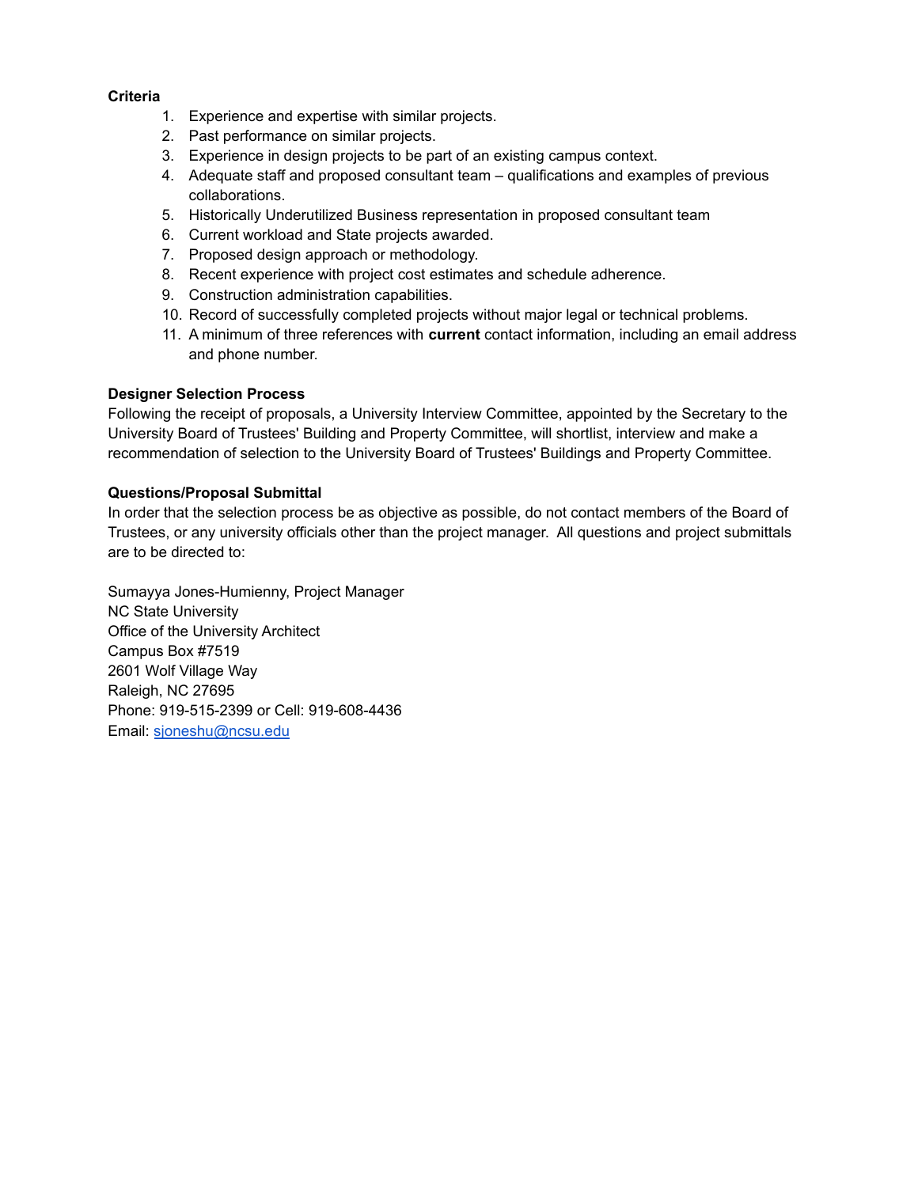**Criteria**

1. Experience and expertise with similar projects.
2. Past performance on similar projects.
3. Experience in design projects to be part of an existing campus context.
4. Adequate staff and proposed consultant team – qualifications and examples of previous collaborations.
5. Historically Underutilized Business representation in proposed consultant team
6. Current workload and State projects awarded.
7. Proposed design approach or methodology.
8. Recent experience with project cost estimates and schedule adherence.
9. Construction administration capabilities.
10. Record of successfully completed projects without major legal or technical problems.
11. A minimum of three references with **current** contact information, including an email address and phone number.

**Designer Selection Process**

Following the receipt of proposals, a University Interview Committee, appointed by the Secretary to the University Board of Trustees' Building and Property Committee, will shortlist, interview and make a recommendation of selection to the University Board of Trustees' Buildings and Property Committee.

**Questions/Proposal Submittal**

In order that the selection process be as objective as possible, do not contact members of the Board of Trustees, or any university officials other than the project manager. All questions and project submittals are to be directed to:

Sumayya Jones-Humienny, Project Manager
NC State University
Office of the University Architect
Campus Box #7519
2601 Wolf Village Way
Raleigh, NC 27695
Phone: 919-515-2399 or Cell: 919-608-4436
Email: sjoneshu@ncsu.edu